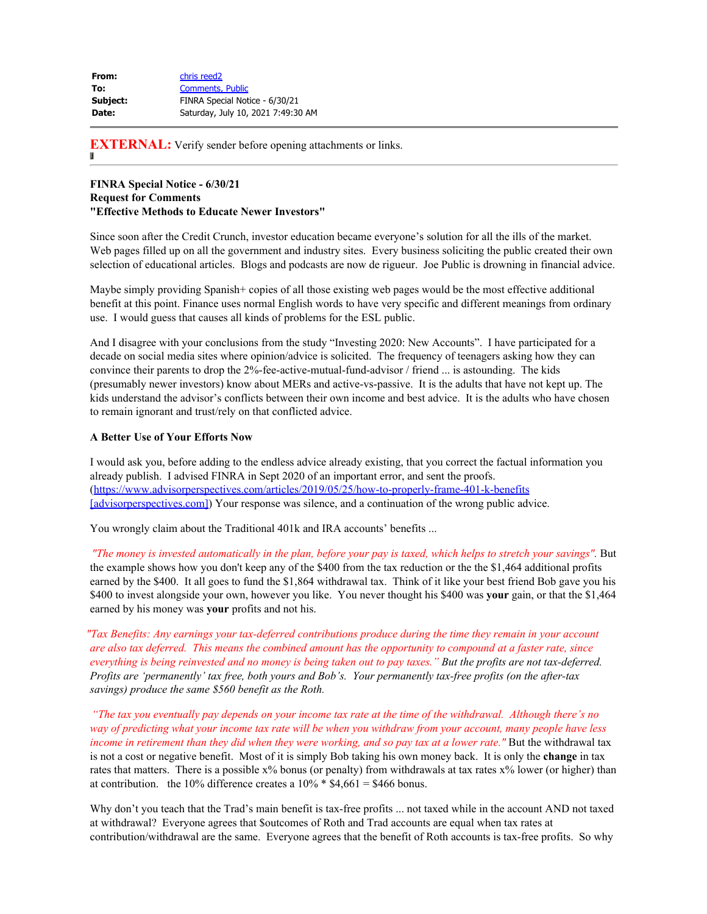**From:** chris reed2
**To:** Comments, Public
**Subject:** FINRA Special Notice - 6/30/21
**Date:** Saturday, July 10, 2021 7:49:30 AM

**EXTERNAL:** Verify sender before opening attachments or links.

**FINRA Special Notice - 6/30/21**
**Request for Comments**
**"Effective Methods to Educate Newer Investors"**

Since soon after the Credit Crunch, investor education became everyone's solution for all the ills of the market. Web pages filled up on all the government and industry sites. Every business soliciting the public created their own selection of educational articles. Blogs and podcasts are now de rigueur. Joe Public is drowning in financial advice.

Maybe simply providing Spanish+ copies of all those existing web pages would be the most effective additional benefit at this point. Finance uses normal English words to have very specific and different meanings from ordinary use. I would guess that causes all kinds of problems for the ESL public.

And I disagree with your conclusions from the study "Investing 2020: New Accounts". I have participated for a decade on social media sites where opinion/advice is solicited. The frequency of teenagers asking how they can convince their parents to drop the 2%-fee-active-mutual-fund-advisor / friend ... is astounding. The kids (presumably newer investors) know about MERs and active-vs-passive. It is the adults that have not kept up. The kids understand the advisor's conflicts between their own income and best advice. It is the adults who have chosen to remain ignorant and trust/rely on that conflicted advice.

**A Better Use of Your Efforts Now**

I would ask you, before adding to the endless advice already existing, that you correct the factual information you already publish. I advised FINRA in Sept 2020 of an important error, and sent the proofs. (https://www.advisorperspectives.com/articles/2019/05/25/how-to-properly-frame-401-k-benefits [advisorperspectives.com]) Your response was silence, and a continuation of the wrong public advice.

You wrongly claim about the Traditional 401k and IRA accounts' benefits ...

*"The money is invested automatically in the plan, before your pay is taxed, which helps to stretch your savings".* But the example shows how you don't keep any of the $400 from the tax reduction or the the $1,464 additional profits earned by the $400. It all goes to fund the $1,864 withdrawal tax. Think of it like your best friend Bob gave you his $400 to invest alongside your own, however you like. You never thought his $400 was **your** gain, or that the $1,464 earned by his money was **your** profits and not his.

*"Tax Benefits: Any earnings your tax-deferred contributions produce during the time they remain in your account are also tax deferred. This means the combined amount has the opportunity to compound at a faster rate, since everything is being reinvested and no money is being taken out to pay taxes." But the profits are not tax-deferred. Profits are 'permanently' tax free, both yours and Bob's. Your permanently tax-free profits (on the after-tax savings) produce the same $560 benefit as the Roth.*

*"The tax you eventually pay depends on your income tax rate at the time of the withdrawal. Although there's no way of predicting what your income tax rate will be when you withdraw from your account, many people have less income in retirement than they did when they were working, and so pay tax at a lower rate."* But the withdrawal tax is not a cost or negative benefit. Most of it is simply Bob taking his own money back. It is only the **change** in tax rates that matters. There is a possible x% bonus (or penalty) from withdrawals at tax rates x% lower (or higher) than at contribution. the 10% difference creates a 10% * $4,661 = $466 bonus.

Why don't you teach that the Trad's main benefit is tax-free profits ... not taxed while in the account AND not taxed at withdrawal? Everyone agrees that $outcomes of Roth and Trad accounts are equal when tax rates at contribution/withdrawal are the same. Everyone agrees that the benefit of Roth accounts is tax-free profits. So why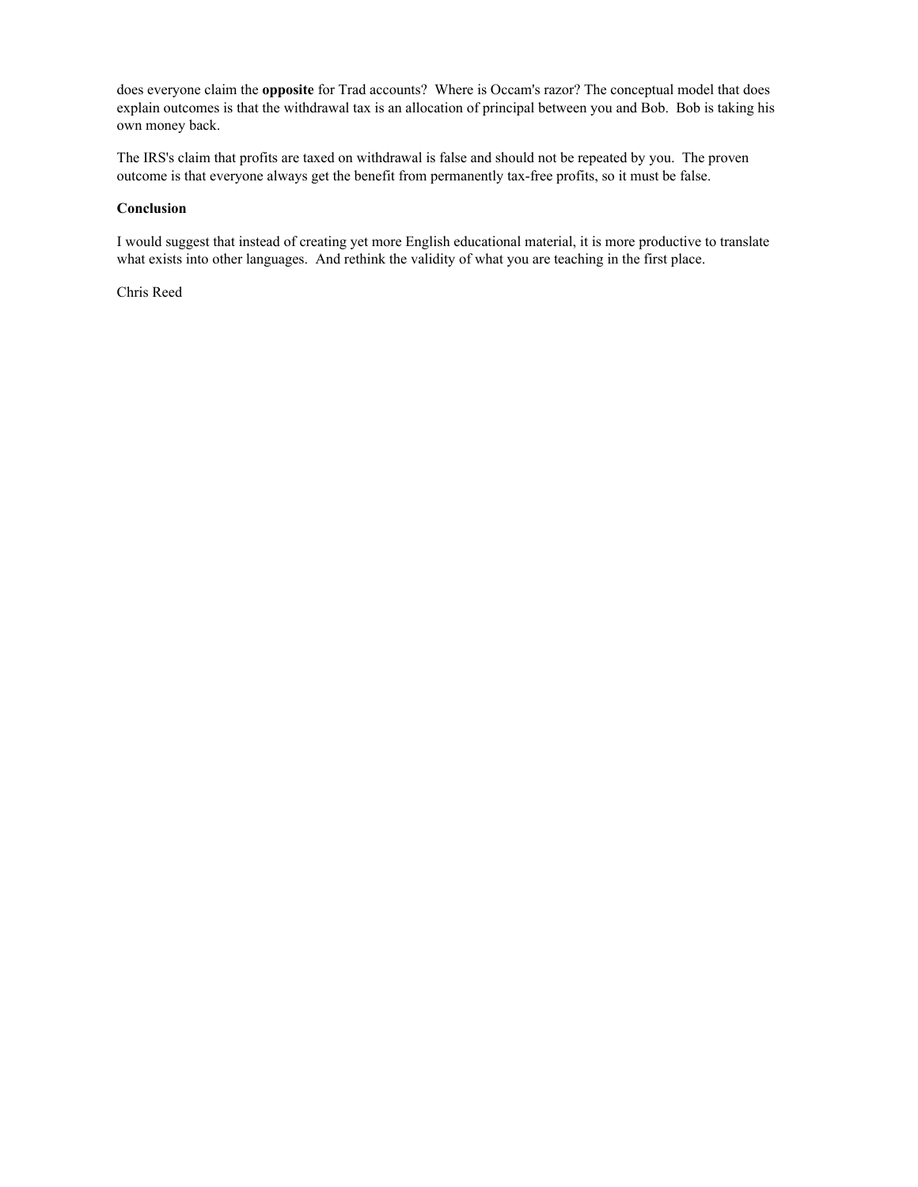does everyone claim the **opposite** for Trad accounts? Where is Occam's razor? The conceptual model that does explain outcomes is that the withdrawal tax is an allocation of principal between you and Bob. Bob is taking his own money back.

The IRS's claim that profits are taxed on withdrawal is false and should not be repeated by you. The proven outcome is that everyone always get the benefit from permanently tax-free profits, so it must be false.

**Conclusion**

I would suggest that instead of creating yet more English educational material, it is more productive to translate what exists into other languages. And rethink the validity of what you are teaching in the first place.

Chris Reed